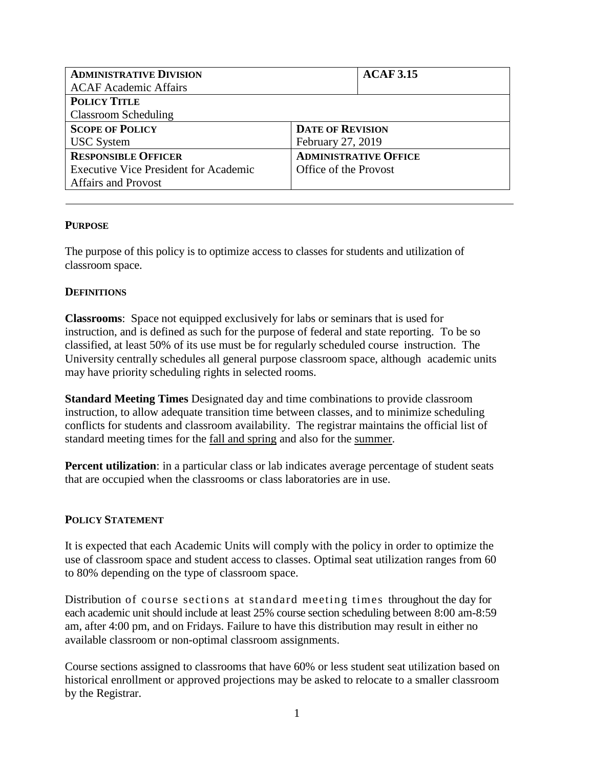| | | |
|---|---|---|
| **ADMINISTRATIVE DIVISION**<br>ACAF Academic Affairs | | **ACAF 3.15** |
| **POLICY TITLE**<br>Classroom Scheduling | | |
| **SCOPE OF POLICY**<br>USC System | **DATE OF REVISION**<br>February 27, 2019 | |
| **RESPONSIBLE OFFICER**<br>Executive Vice President for Academic Affairs and Provost | **ADMINISTRATIVE OFFICE**<br>Office of the Provost | |

---

## PURPOSE

The purpose of this policy is to optimize access to classes for students and utilization of classroom space.

## DEFINITIONS

**Classrooms**: Space not equipped exclusively for labs or seminars that is used for instruction, and is defined as such for the purpose of federal and state reporting. To be so classified, at least 50% of its use must be for regularly scheduled course instruction. The University centrally schedules all general purpose classroom space, although academic units may have priority scheduling rights in selected rooms.

**Standard Meeting Times** Designated day and time combinations to provide classroom instruction, to allow adequate transition time between classes, and to minimize scheduling conflicts for students and classroom availability. The registrar maintains the official list of standard meeting times for the fall and spring and also for the summer.

**Percent utilization**: in a particular class or lab indicates average percentage of student seats that are occupied when the classrooms or class laboratories are in use.

## POLICY STATEMENT

It is expected that each Academic Units will comply with the policy in order to optimize the use of classroom space and student access to classes. Optimal seat utilization ranges from 60 to 80% depending on the type of classroom space.

Distribution of course sections at standard meeting times throughout the day for each academic unit should include at least 25% course section scheduling between 8:00 am-8:59 am, after 4:00 pm, and on Fridays. Failure to have this distribution may result in either no available classroom or non-optimal classroom assignments.

Course sections assigned to classrooms that have 60% or less student seat utilization based on historical enrollment or approved projections may be asked to relocate to a smaller classroom by the Registrar.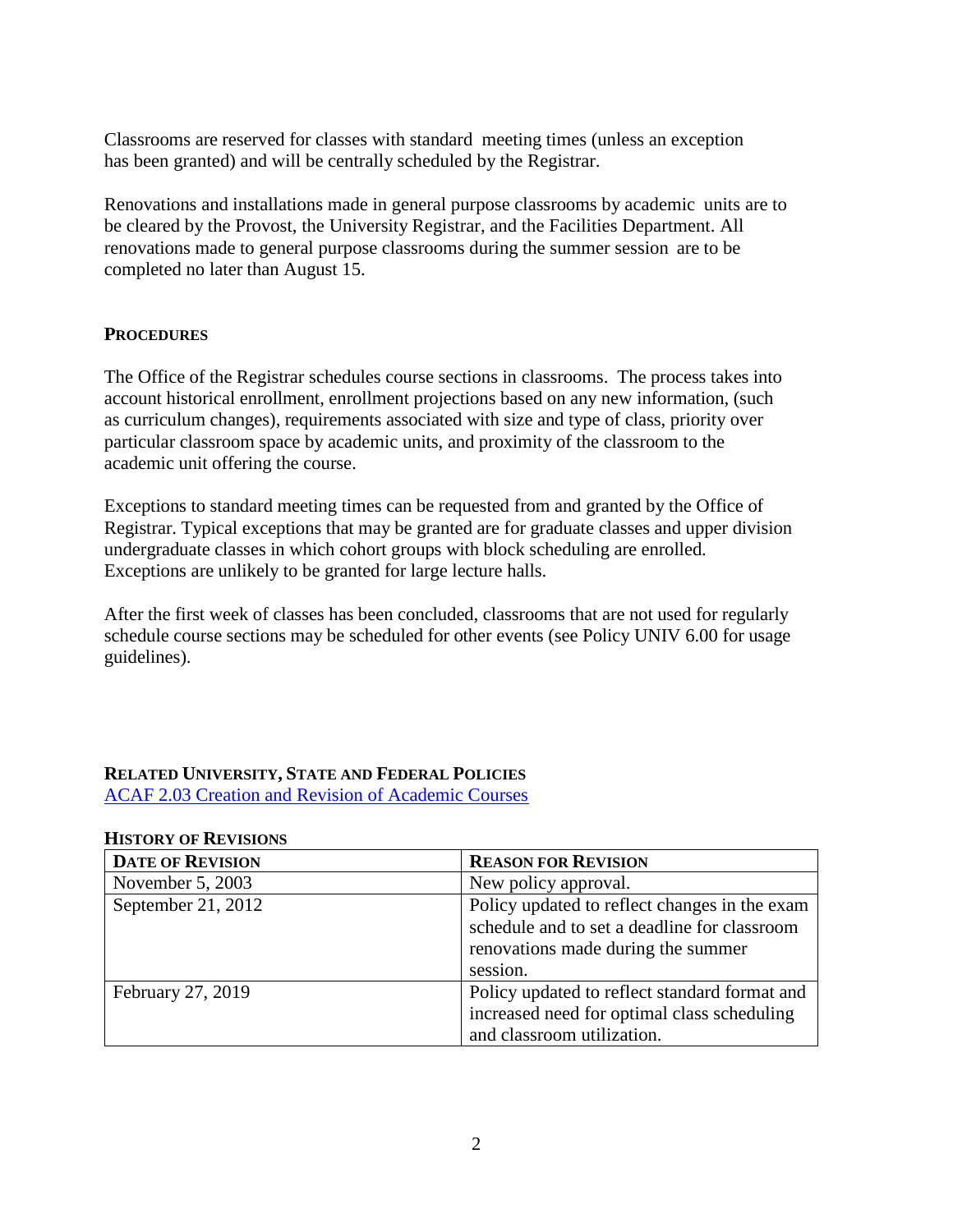Classrooms are reserved for classes with standard meeting times (unless an exception has been granted) and will be centrally scheduled by the Registrar.

Renovations and installations made in general purpose classrooms by academic units are to be cleared by the Provost, the University Registrar, and the Facilities Department. All renovations made to general purpose classrooms during the summer session are to be completed no later than August 15.

## PROCEDURES

The Office of the Registrar schedules course sections in classrooms. The process takes into account historical enrollment, enrollment projections based on any new information, (such as curriculum changes), requirements associated with size and type of class, priority over particular classroom space by academic units, and proximity of the classroom to the academic unit offering the course.

Exceptions to standard meeting times can be requested from and granted by the Office of Registrar. Typical exceptions that may be granted are for graduate classes and upper division undergraduate classes in which cohort groups with block scheduling are enrolled. Exceptions are unlikely to be granted for large lecture halls.

After the first week of classes has been concluded, classrooms that are not used for regularly schedule course sections may be scheduled for other events (see Policy UNIV 6.00 for usage guidelines).

## RELATED UNIVERSITY, STATE AND FEDERAL POLICIES

[ACAF 2.03 Creation and Revision of Academic Courses]

## HISTORY OF REVISIONS

| DATE OF REVISION | REASON FOR REVISION |
|---|---|
| November 5, 2003 | New policy approval. |
| September 21, 2012 | Policy updated to reflect changes in the exam schedule and to set a deadline for classroom renovations made during the summer session. |
| February 27, 2019 | Policy updated to reflect standard format and increased need for optimal class scheduling and classroom utilization. |